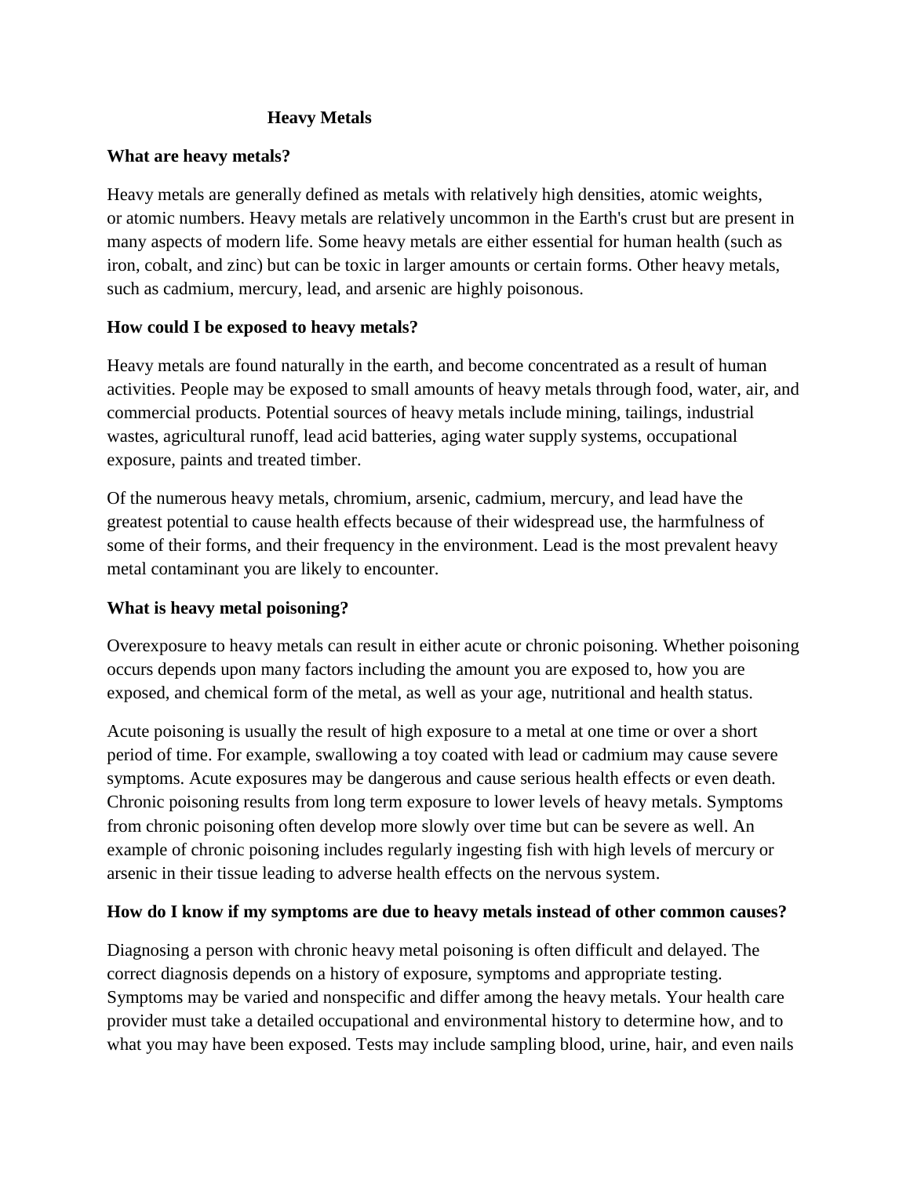# Heavy Metals

## What are heavy metals?

Heavy metals are generally defined as metals with relatively high densities, atomic weights, or atomic numbers. Heavy metals are relatively uncommon in the Earth's crust but are present in many aspects of modern life. Some heavy metals are either essential for human health (such as iron, cobalt, and zinc) but can be toxic in larger amounts or certain forms. Other heavy metals, such as cadmium, mercury, lead, and arsenic are highly poisonous.

## How could I be exposed to heavy metals?

Heavy metals are found naturally in the earth, and become concentrated as a result of human activities. People may be exposed to small amounts of heavy metals through food, water, air, and commercial products. Potential sources of heavy metals include mining, tailings, industrial wastes, agricultural runoff, lead acid batteries, aging water supply systems, occupational exposure, paints and treated timber.

Of the numerous heavy metals, chromium, arsenic, cadmium, mercury, and lead have the greatest potential to cause health effects because of their widespread use, the harmfulness of some of their forms, and their frequency in the environment. Lead is the most prevalent heavy metal contaminant you are likely to encounter.

## What is heavy metal poisoning?

Overexposure to heavy metals can result in either acute or chronic poisoning. Whether poisoning occurs depends upon many factors including the amount you are exposed to, how you are exposed, and chemical form of the metal, as well as your age, nutritional and health status.

Acute poisoning is usually the result of high exposure to a metal at one time or over a short period of time. For example, swallowing a toy coated with lead or cadmium may cause severe symptoms. Acute exposures may be dangerous and cause serious health effects or even death. Chronic poisoning results from long term exposure to lower levels of heavy metals. Symptoms from chronic poisoning often develop more slowly over time but can be severe as well. An example of chronic poisoning includes regularly ingesting fish with high levels of mercury or arsenic in their tissue leading to adverse health effects on the nervous system.

## How do I know if my symptoms are due to heavy metals instead of other common causes?

Diagnosing a person with chronic heavy metal poisoning is often difficult and delayed. The correct diagnosis depends on a history of exposure, symptoms and appropriate testing. Symptoms may be varied and nonspecific and differ among the heavy metals. Your health care provider must take a detailed occupational and environmental history to determine how, and to what you may have been exposed. Tests may include sampling blood, urine, hair, and even nails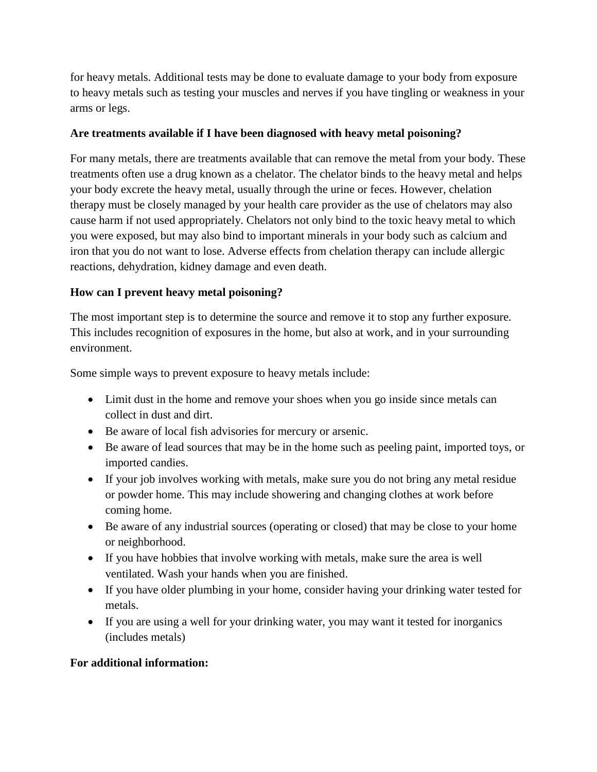for heavy metals. Additional tests may be done to evaluate damage to your body from exposure to heavy metals such as testing your muscles and nerves if you have tingling or weakness in your arms or legs.

**Are treatments available if I have been diagnosed with heavy metal poisoning?**

For many metals, there are treatments available that can remove the metal from your body. These treatments often use a drug known as a chelator. The chelator binds to the heavy metal and helps your body excrete the heavy metal, usually through the urine or feces. However, chelation therapy must be closely managed by your health care provider as the use of chelators may also cause harm if not used appropriately. Chelators not only bind to the toxic heavy metal to which you were exposed, but may also bind to important minerals in your body such as calcium and iron that you do not want to lose. Adverse effects from chelation therapy can include allergic reactions, dehydration, kidney damage and even death.

**How can I prevent heavy metal poisoning?**

The most important step is to determine the source and remove it to stop any further exposure. This includes recognition of exposures in the home, but also at work, and in your surrounding environment.

Some simple ways to prevent exposure to heavy metals include:

- Limit dust in the home and remove your shoes when you go inside since metals can collect in dust and dirt.
- Be aware of local fish advisories for mercury or arsenic.
- Be aware of lead sources that may be in the home such as peeling paint, imported toys, or imported candies.
- If your job involves working with metals, make sure you do not bring any metal residue or powder home. This may include showering and changing clothes at work before coming home.
- Be aware of any industrial sources (operating or closed) that may be close to your home or neighborhood.
- If you have hobbies that involve working with metals, make sure the area is well ventilated. Wash your hands when you are finished.
- If you have older plumbing in your home, consider having your drinking water tested for metals.
- If you are using a well for your drinking water, you may want it tested for inorganics (includes metals)

**For additional information:**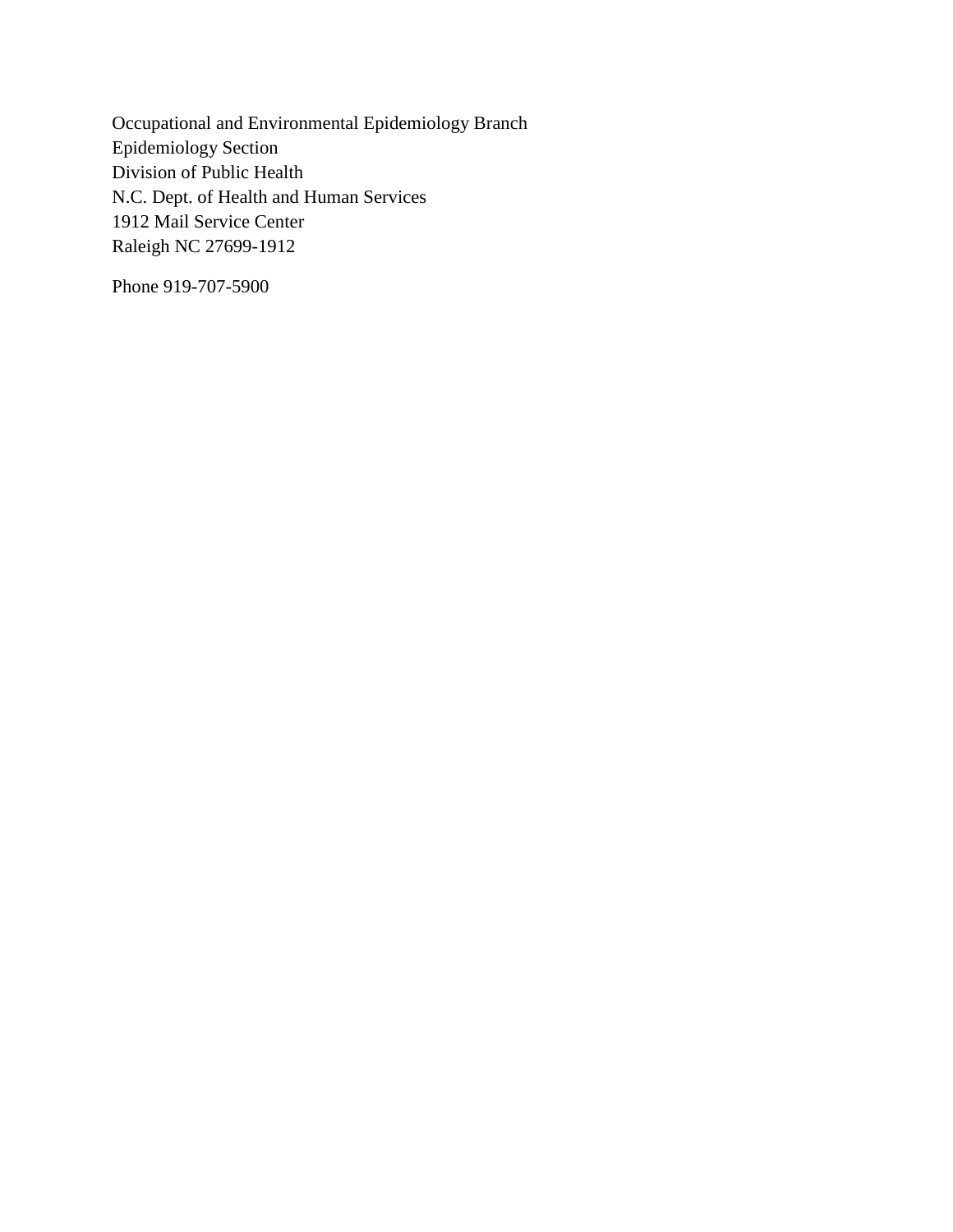Occupational and Environmental Epidemiology Branch
Epidemiology Section
Division of Public Health
N.C. Dept. of Health and Human Services
1912 Mail Service Center
Raleigh NC 27699-1912

Phone 919-707-5900